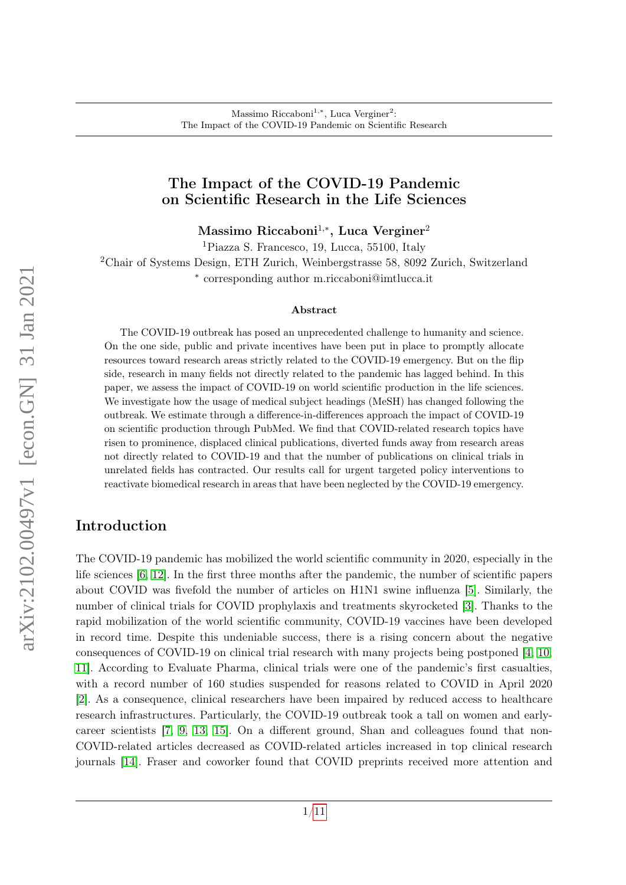# The Impact of the COVID-19 Pandemic on Scientific Research in the Life Sciences

**Massimo Riccaboni**[1,*], **Luca Verginer**[2]

[1]Piazza S. Francesco, 19, Lucca, 55100, Italy

[2]Chair of Systems Design, ETH Zurich, Weinbergstrasse 58, 8092 Zurich, Switzerland

[*] corresponding author m.riccaboni@imtlucca.it

### Abstract

The COVID-19 outbreak has posed an unprecedented challenge to humanity and science. On the one side, public and private incentives have been put in place to promptly allocate resources toward research areas strictly related to the COVID-19 emergency. But on the flip side, research in many fields not directly related to the pandemic has lagged behind. In this paper, we assess the impact of COVID-19 on world scientific production in the life sciences. We investigate how the usage of medical subject headings (MeSH) has changed following the outbreak. We estimate through a difference-in-differences approach the impact of COVID-19 on scientific production through PubMed. We find that COVID-related research topics have risen to prominence, displaced clinical publications, diverted funds away from research areas not directly related to COVID-19 and that the number of publications on clinical trials in unrelated fields has contracted. Our results call for urgent targeted policy interventions to reactivate biomedical research in areas that have been neglected by the COVID-19 emergency.

## Introduction

The COVID-19 pandemic has mobilized the world scientific community in 2020, especially in the life sciences [6, 12]. In the first three months after the pandemic, the number of scientific papers about COVID was fivefold the number of articles on H1N1 swine influenza [5]. Similarly, the number of clinical trials for COVID prophylaxis and treatments skyrocketed [3]. Thanks to the rapid mobilization of the world scientific community, COVID-19 vaccines have been developed in record time. Despite this undeniable success, there is a rising concern about the negative consequences of COVID-19 on clinical trial research with many projects being postponed [4, 10, 11]. According to Evaluate Pharma, clinical trials were one of the pandemic's first casualties, with a record number of 160 studies suspended for reasons related to COVID in April 2020 [2]. As a consequence, clinical researchers have been impaired by reduced access to healthcare research infrastructures. Particularly, the COVID-19 outbreak took a tall on women and early-career scientists [7, 9, 13, 15]. On a different ground, Shan and colleagues found that non-COVID-related articles decreased as COVID-related articles increased in top clinical research journals [14]. Fraser and coworker found that COVID preprints received more attention and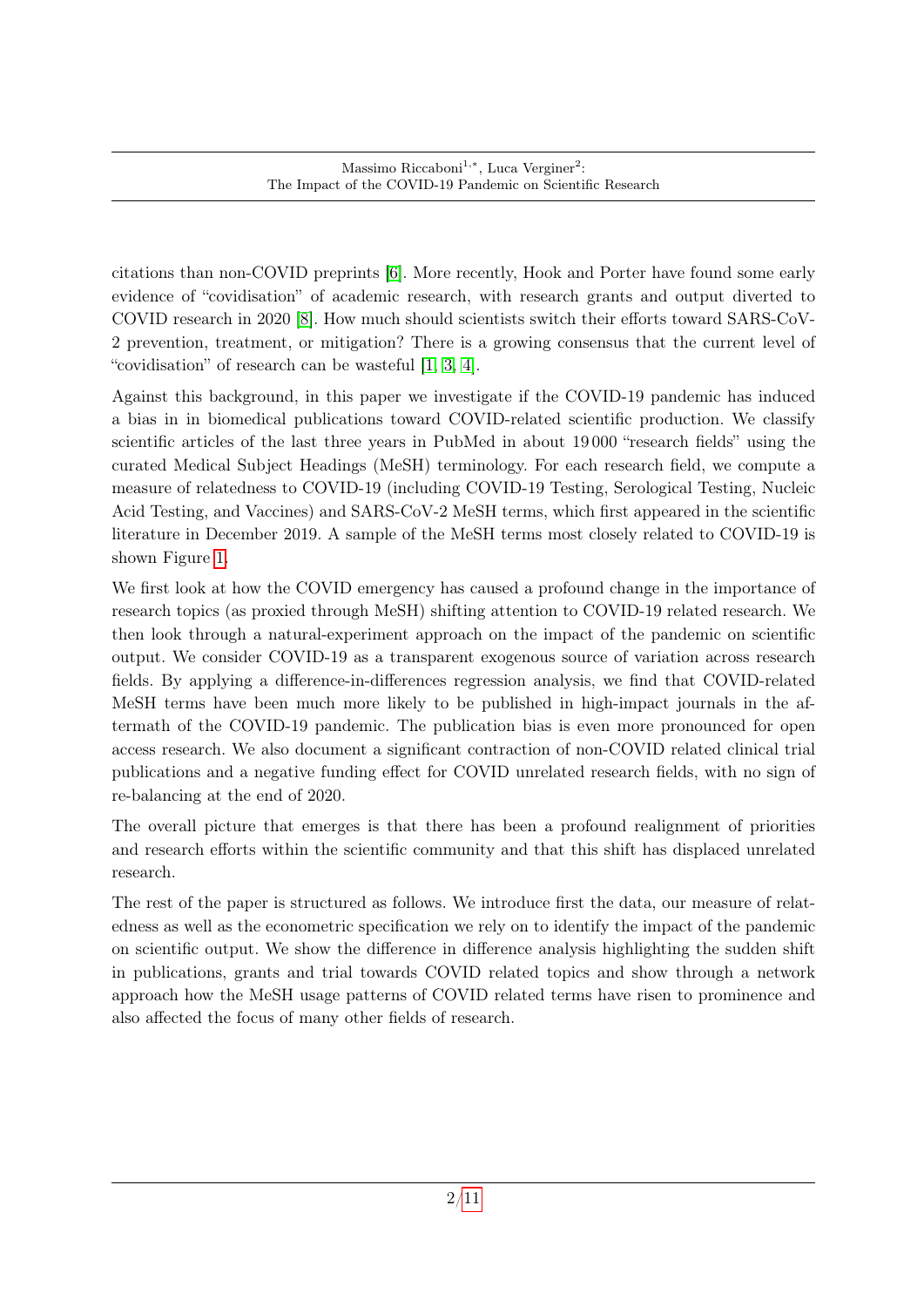citations than non-COVID preprints [6]. More recently, Hook and Porter have found some early evidence of "covidisation" of academic research, with research grants and output diverted to COVID research in 2020 [8]. How much should scientists switch their efforts toward SARS-CoV-2 prevention, treatment, or mitigation? There is a growing consensus that the current level of "covidisation" of research can be wasteful [1, 3, 4].

Against this background, in this paper we investigate if the COVID-19 pandemic has induced a bias in in biomedical publications toward COVID-related scientific production. We classify scientific articles of the last three years in PubMed in about 19 000 "research fields" using the curated Medical Subject Headings (MeSH) terminology. For each research field, we compute a measure of relatedness to COVID-19 (including COVID-19 Testing, Serological Testing, Nucleic Acid Testing, and Vaccines) and SARS-CoV-2 MeSH terms, which first appeared in the scientific literature in December 2019. A sample of the MeSH terms most closely related to COVID-19 is shown Figure 1.

We first look at how the COVID emergency has caused a profound change in the importance of research topics (as proxied through MeSH) shifting attention to COVID-19 related research. We then look through a natural-experiment approach on the impact of the pandemic on scientific output. We consider COVID-19 as a transparent exogenous source of variation across research fields. By applying a difference-in-differences regression analysis, we find that COVID-related MeSH terms have been much more likely to be published in high-impact journals in the aftermath of the COVID-19 pandemic. The publication bias is even more pronounced for open access research. We also document a significant contraction of non-COVID related clinical trial publications and a negative funding effect for COVID unrelated research fields, with no sign of re-balancing at the end of 2020.

The overall picture that emerges is that there has been a profound realignment of priorities and research efforts within the scientific community and that this shift has displaced unrelated research.

The rest of the paper is structured as follows. We introduce first the data, our measure of relatedness as well as the econometric specification we rely on to identify the impact of the pandemic on scientific output. We show the difference in difference analysis highlighting the sudden shift in publications, grants and trial towards COVID related topics and show through a network approach how the MeSH usage patterns of COVID related terms have risen to prominence and also affected the focus of many other fields of research.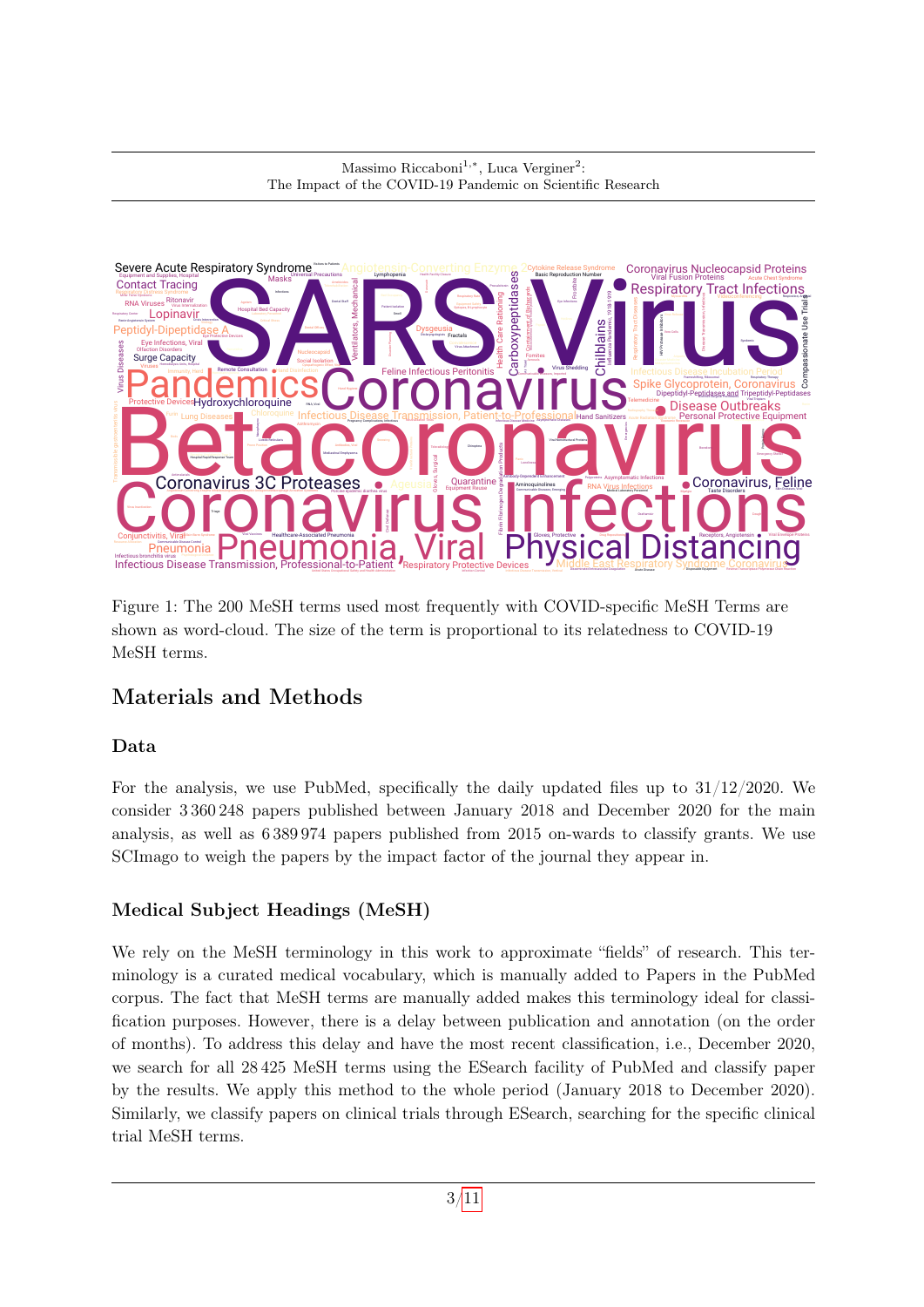Figure 1: The 200 MeSH terms used most frequently with COVID-specific MeSH Terms are shown as word-cloud. The size of the term is proportional to its relatedness to COVID-19 MeSH terms.

## Materials and Methods

### Data

For the analysis, we use PubMed, specifically the daily updated files up to 31/12/2020. We consider 3 360 248 papers published between January 2018 and December 2020 for the main analysis, as well as 6 389 974 papers published from 2015 on-wards to classify grants. We use SCImago to weigh the papers by the impact factor of the journal they appear in.

### Medical Subject Headings (MeSH)

We rely on the MeSH terminology in this work to approximate "fields" of research. This terminology is a curated medical vocabulary, which is manually added to Papers in the PubMed corpus. The fact that MeSH terms are manually added makes this terminology ideal for classification purposes. However, there is a delay between publication and annotation (on the order of months). To address this delay and have the most recent classification, i.e., December 2020, we search for all 28 425 MeSH terms using the ESearch facility of PubMed and classify paper by the results. We apply this method to the whole period (January 2018 to December 2020). Similarly, we classify papers on clinical trials through ESearch, searching for the specific clinical trial MeSH terms.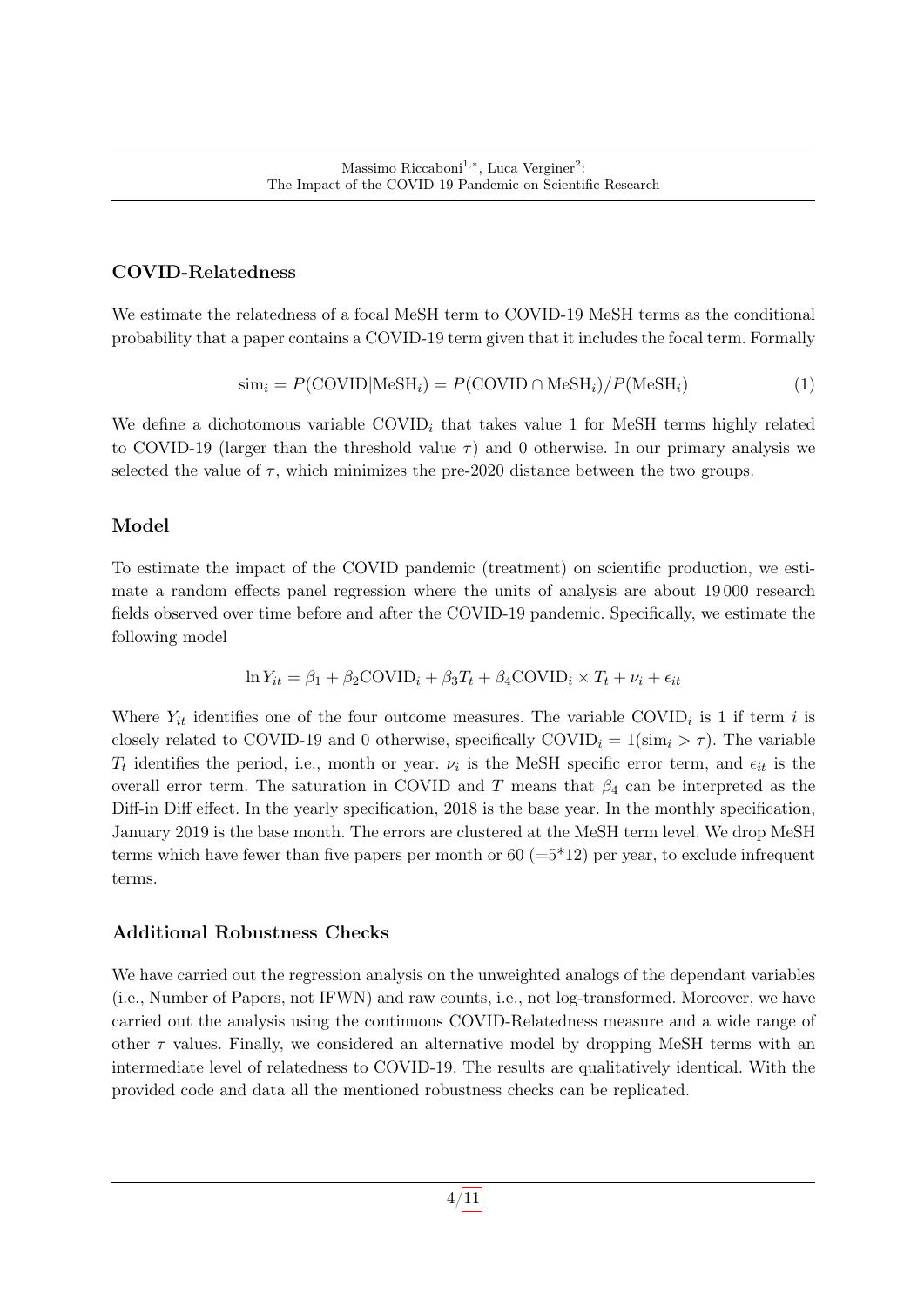### COVID-Relatedness

We estimate the relatedness of a focal MeSH term to COVID-19 MeSH terms as the conditional probability that a paper contains a COVID-19 term given that it includes the focal term. Formally

$$\text{sim}_i = P(\text{COVID}|\text{MeSH}_i) = P(\text{COVID} \cap \text{MeSH}_i)/P(\text{MeSH}_i) \tag{1}$$

We define a dichotomous variable $\text{COVID}_i$ that takes value 1 for MeSH terms highly related to COVID-19 (larger than the threshold value $\tau$) and 0 otherwise. In our primary analysis we selected the value of $\tau$, which minimizes the pre-2020 distance between the two groups.

### Model

To estimate the impact of the COVID pandemic (treatment) on scientific production, we estimate a random effects panel regression where the units of analysis are about 19 000 research fields observed over time before and after the COVID-19 pandemic. Specifically, we estimate the following model

$$\ln Y_{it} = \beta_1 + \beta_2 \text{COVID}_i + \beta_3 T_t + \beta_4 \text{COVID}_i \times T_t + \nu_i + \epsilon_{it}$$

Where $Y_{it}$ identifies one of the four outcome measures. The variable $\text{COVID}_i$ is 1 if term $i$ is closely related to COVID-19 and 0 otherwise, specifically $\text{COVID}_i = 1(\text{sim}_i > \tau)$. The variable $T_t$ identifies the period, i.e., month or year. $\nu_i$ is the MeSH specific error term, and $\epsilon_{it}$ is the overall error term. The saturation in COVID and $T$ means that $\beta_4$ can be interpreted as the Diff-in Diff effect. In the yearly specification, 2018 is the base year. In the monthly specification, January 2019 is the base month. The errors are clustered at the MeSH term level. We drop MeSH terms which have fewer than five papers per month or 60 (=5*12) per year, to exclude infrequent terms.

### Additional Robustness Checks

We have carried out the regression analysis on the unweighted analogs of the dependant variables (i.e., Number of Papers, not IFWN) and raw counts, i.e., not log-transformed. Moreover, we have carried out the analysis using the continuous COVID-Relatedness measure and a wide range of other $\tau$ values. Finally, we considered an alternative model by dropping MeSH terms with an intermediate level of relatedness to COVID-19. The results are qualitatively identical. With the provided code and data all the mentioned robustness checks can be replicated.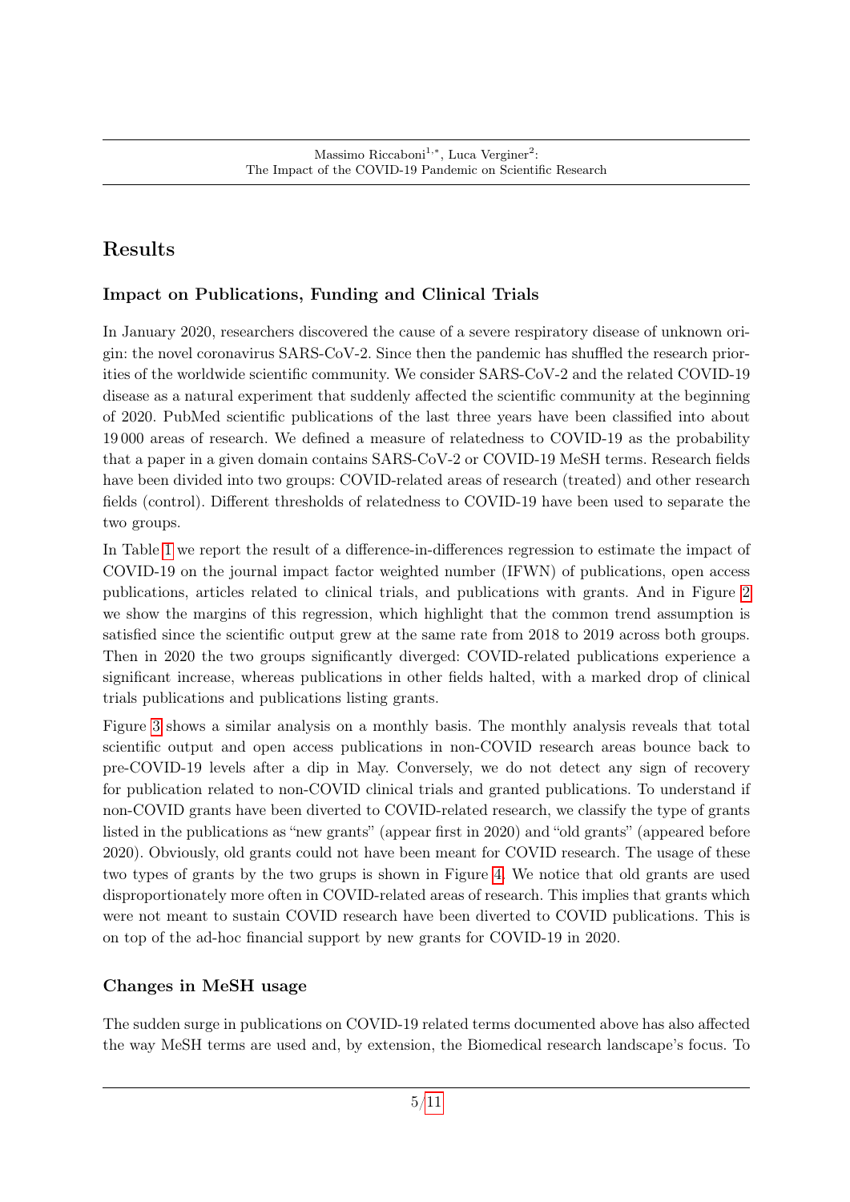## Results

### Impact on Publications, Funding and Clinical Trials

In January 2020, researchers discovered the cause of a severe respiratory disease of unknown origin: the novel coronavirus SARS-CoV-2. Since then the pandemic has shuffled the research priorities of the worldwide scientific community. We consider SARS-CoV-2 and the related COVID-19 disease as a natural experiment that suddenly affected the scientific community at the beginning of 2020. PubMed scientific publications of the last three years have been classified into about 19 000 areas of research. We defined a measure of relatedness to COVID-19 as the probability that a paper in a given domain contains SARS-CoV-2 or COVID-19 MeSH terms. Research fields have been divided into two groups: COVID-related areas of research (treated) and other research fields (control). Different thresholds of relatedness to COVID-19 have been used to separate the two groups.

In Table 1 we report the result of a difference-in-differences regression to estimate the impact of COVID-19 on the journal impact factor weighted number (IFWN) of publications, open access publications, articles related to clinical trials, and publications with grants. And in Figure 2 we show the margins of this regression, which highlight that the common trend assumption is satisfied since the scientific output grew at the same rate from 2018 to 2019 across both groups. Then in 2020 the two groups significantly diverged: COVID-related publications experience a significant increase, whereas publications in other fields halted, with a marked drop of clinical trials publications and publications listing grants.

Figure 3 shows a similar analysis on a monthly basis. The monthly analysis reveals that total scientific output and open access publications in non-COVID research areas bounce back to pre-COVID-19 levels after a dip in May. Conversely, we do not detect any sign of recovery for publication related to non-COVID clinical trials and granted publications. To understand if non-COVID grants have been diverted to COVID-related research, we classify the type of grants listed in the publications as "new grants" (appear first in 2020) and "old grants" (appeared before 2020). Obviously, old grants could not have been meant for COVID research. The usage of these two types of grants by the two grups is shown in Figure 4. We notice that old grants are used disproportionately more often in COVID-related areas of research. This implies that grants which were not meant to sustain COVID research have been diverted to COVID publications. This is on top of the ad-hoc financial support by new grants for COVID-19 in 2020.

### Changes in MeSH usage

The sudden surge in publications on COVID-19 related terms documented above has also affected the way MeSH terms are used and, by extension, the Biomedical research landscape's focus. To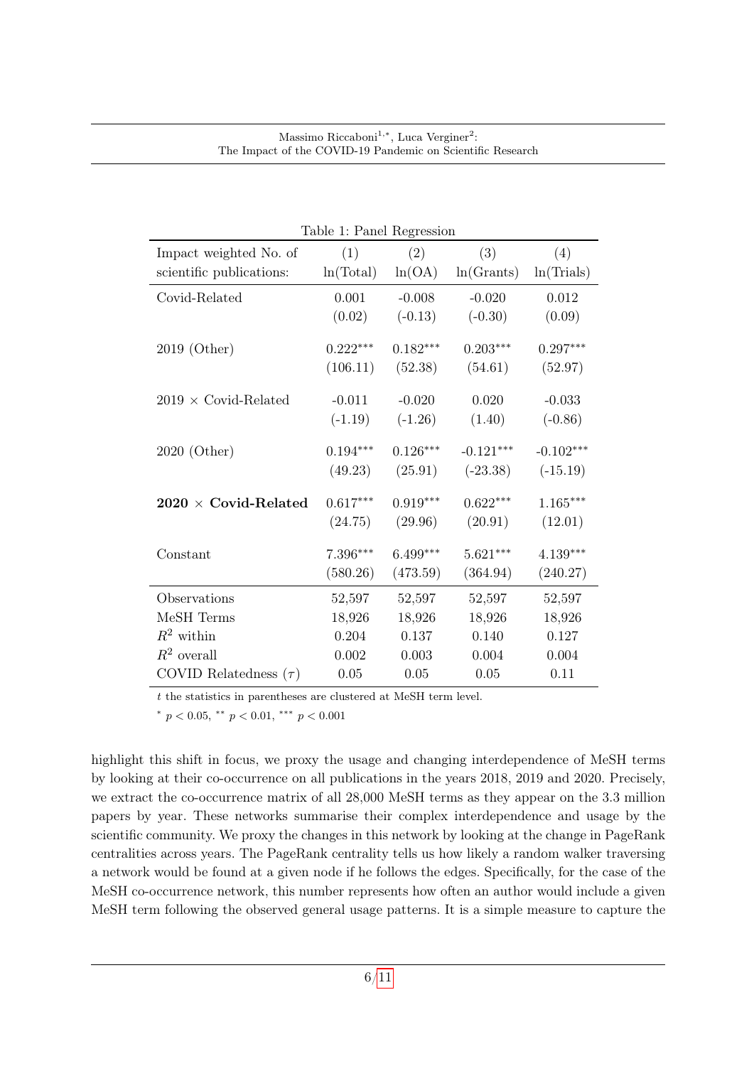Table 1: Panel Regression

| Impact weighted No. of scientific publications: | (1) ln(Total) | (2) ln(OA) | (3) ln(Grants) | (4) ln(Trials) |
|---|---|---|---|---|
| Covid-Related | 0.001 | -0.008 | -0.020 | 0.012 |
| | (0.02) | (-0.13) | (-0.30) | (0.09) |
| 2019 (Other) | $0.222^{***}$ | $0.182^{***}$ | $0.203^{***}$ | $0.297^{***}$ |
| | (106.11) | (52.38) | (54.61) | (52.97) |
| 2019 × Covid-Related | -0.011 | -0.020 | 0.020 | -0.033 |
| | (-1.19) | (-1.26) | (1.40) | (-0.86) |
| 2020 (Other) | $0.194^{***}$ | $0.126^{***}$ | $-0.121^{***}$ | $-0.102^{***}$ |
| | (49.23) | (25.91) | (-23.38) | (-15.19) |
| **2020 × Covid-Related** | $0.617^{***}$ | $0.919^{***}$ | $0.622^{***}$ | $1.165^{***}$ |
| | (24.75) | (29.96) | (20.91) | (12.01) |
| Constant | $7.396^{***}$ | $6.499^{***}$ | $5.621^{***}$ | $4.139^{***}$ |
| | (580.26) | (473.59) | (364.94) | (240.27) |
| Observations | 52,597 | 52,597 | 52,597 | 52,597 |
| MeSH Terms | 18,926 | 18,926 | 18,926 | 18,926 |
| $R^2$ within | 0.204 | 0.137 | 0.140 | 0.127 |
| $R^2$ overall | 0.002 | 0.003 | 0.004 | 0.004 |
| COVID Relatedness ($\tau$) | 0.05 | 0.05 | 0.05 | 0.11 |

$t$ the statistics in parentheses are clustered at MeSH term level.

$^{*}$ $p < 0.05$, $^{**}$ $p < 0.01$, $^{***}$ $p < 0.001$

highlight this shift in focus, we proxy the usage and changing interdependence of MeSH terms by looking at their co-occurrence on all publications in the years 2018, 2019 and 2020. Precisely, we extract the co-occurrence matrix of all 28,000 MeSH terms as they appear on the 3.3 million papers by year. These networks summarise their complex interdependence and usage by the scientific community. We proxy the changes in this network by looking at the change in PageRank centralities across years. The PageRank centrality tells us how likely a random walker traversing a network would be found at a given node if he follows the edges. Specifically, for the case of the MeSH co-occurrence network, this number represents how often an author would include a given MeSH term following the observed general usage patterns. It is a simple measure to capture the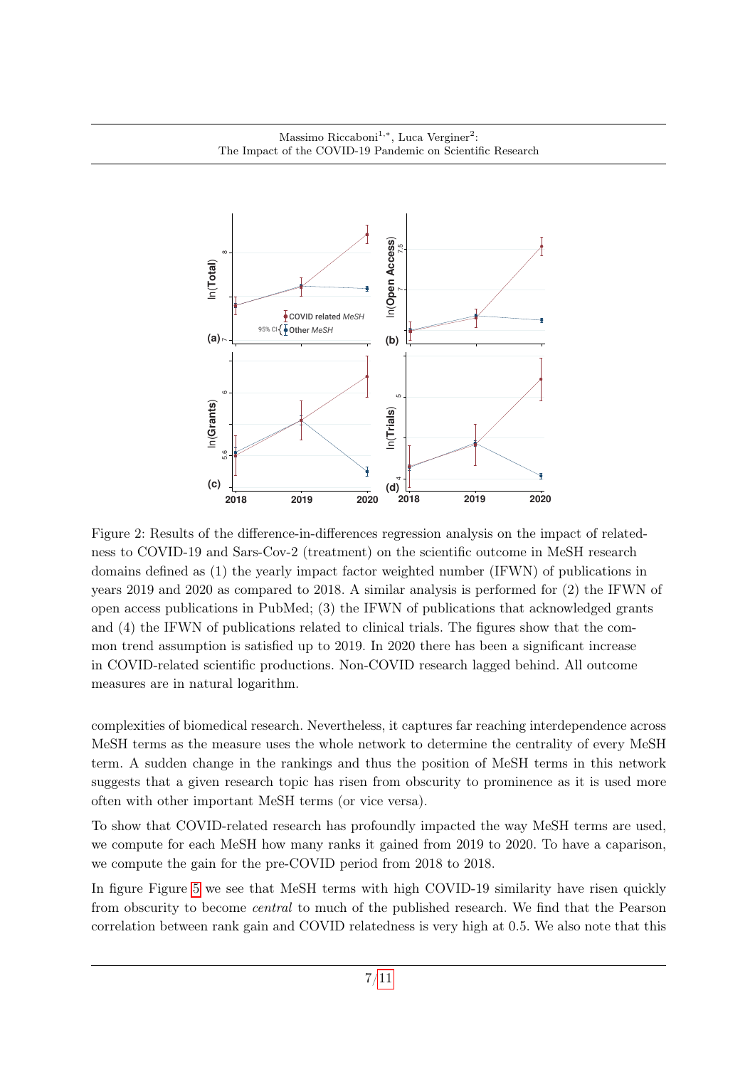Figure 2: Results of the difference-in-differences regression analysis on the impact of relatedness to COVID-19 and Sars-Cov-2 (treatment) on the scientific outcome in MeSH research domains defined as (1) the yearly impact factor weighted number (IFWN) of publications in years 2019 and 2020 as compared to 2018. A similar analysis is performed for (2) the IFWN of open access publications in PubMed; (3) the IFWN of publications that acknowledged grants and (4) the IFWN of publications related to clinical trials. The figures show that the common trend assumption is satisfied up to 2019. In 2020 there has been a significant increase in COVID-related scientific productions. Non-COVID research lagged behind. All outcome measures are in natural logarithm.

complexities of biomedical research. Nevertheless, it captures far reaching interdependence across MeSH terms as the measure uses the whole network to determine the centrality of every MeSH term. A sudden change in the rankings and thus the position of MeSH terms in this network suggests that a given research topic has risen from obscurity to prominence as it is used more often with other important MeSH terms (or vice versa).

To show that COVID-related research has profoundly impacted the way MeSH terms are used, we compute for each MeSH how many ranks it gained from 2019 to 2020. To have a caparison, we compute the gain for the pre-COVID period from 2018 to 2018.

In figure Figure 5 we see that MeSH terms with high COVID-19 similarity have risen quickly from obscurity to become *central* to much of the published research. We find that the Pearson correlation between rank gain and COVID relatedness is very high at 0.5. We also note that this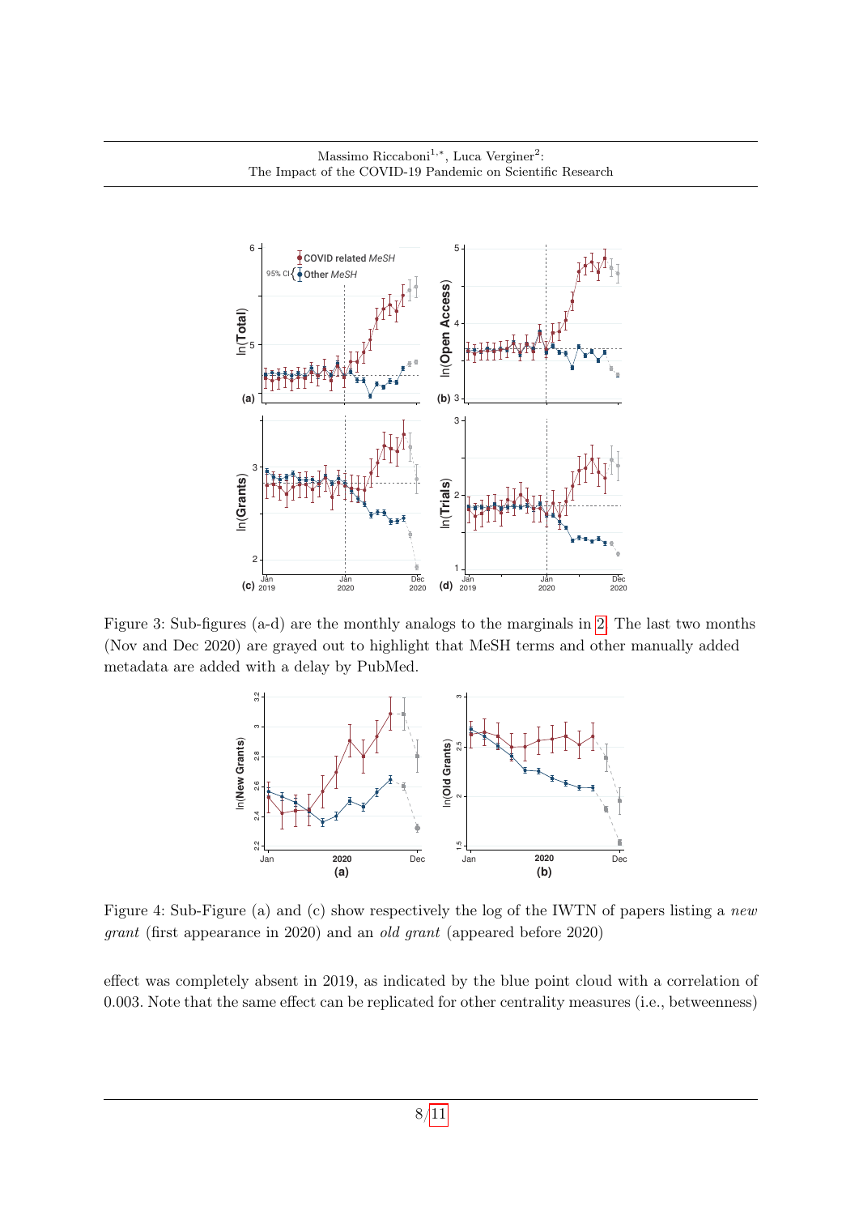Figure 3: Sub-figures (a-d) are the monthly analogs to the marginals in 2. The last two months (Nov and Dec 2020) are grayed out to highlight that MeSH terms and other manually added metadata are added with a delay by PubMed.

Figure 4: Sub-Figure (a) and (c) show respectively the log of the IWTN of papers listing a *new grant* (first appearance in 2020) and an *old grant* (appeared before 2020)

effect was completely absent in 2019, as indicated by the blue point cloud with a correlation of 0.003. Note that the same effect can be replicated for other centrality measures (i.e., betweenness)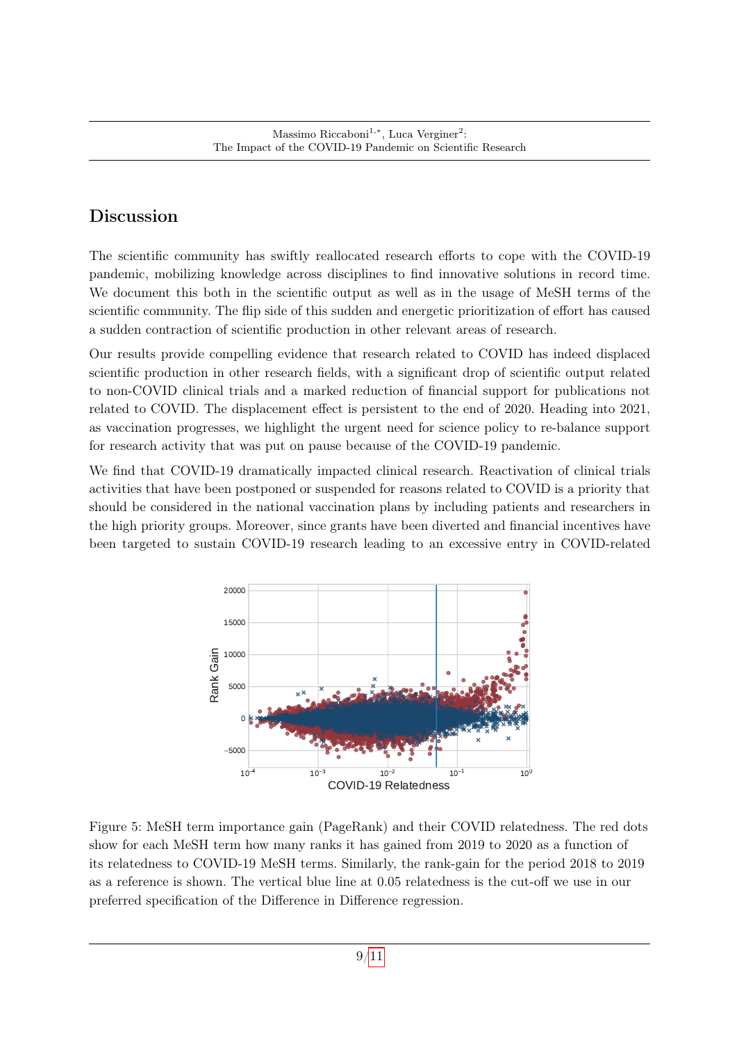## Discussion

The scientific community has swiftly reallocated research efforts to cope with the COVID-19 pandemic, mobilizing knowledge across disciplines to find innovative solutions in record time. We document this both in the scientific output as well as in the usage of MeSH terms of the scientific community. The flip side of this sudden and energetic prioritization of effort has caused a sudden contraction of scientific production in other relevant areas of research.

Our results provide compelling evidence that research related to COVID has indeed displaced scientific production in other research fields, with a significant drop of scientific output related to non-COVID clinical trials and a marked reduction of financial support for publications not related to COVID. The displacement effect is persistent to the end of 2020. Heading into 2021, as vaccination progresses, we highlight the urgent need for science policy to re-balance support for research activity that was put on pause because of the COVID-19 pandemic.

We find that COVID-19 dramatically impacted clinical research. Reactivation of clinical trials activities that have been postponed or suspended for reasons related to COVID is a priority that should be considered in the national vaccination plans by including patients and researchers in the high priority groups. Moreover, since grants have been diverted and financial incentives have been targeted to sustain COVID-19 research leading to an excessive entry in COVID-related

Figure 5: MeSH term importance gain (PageRank) and their COVID relatedness. The red dots show for each MeSH term how many ranks it has gained from 2019 to 2020 as a function of its relatedness to COVID-19 MeSH terms. Similarly, the rank-gain for the period 2018 to 2019 as a reference is shown. The vertical blue line at 0.05 relatedness is the cut-off we use in our preferred specification of the Difference in Difference regression.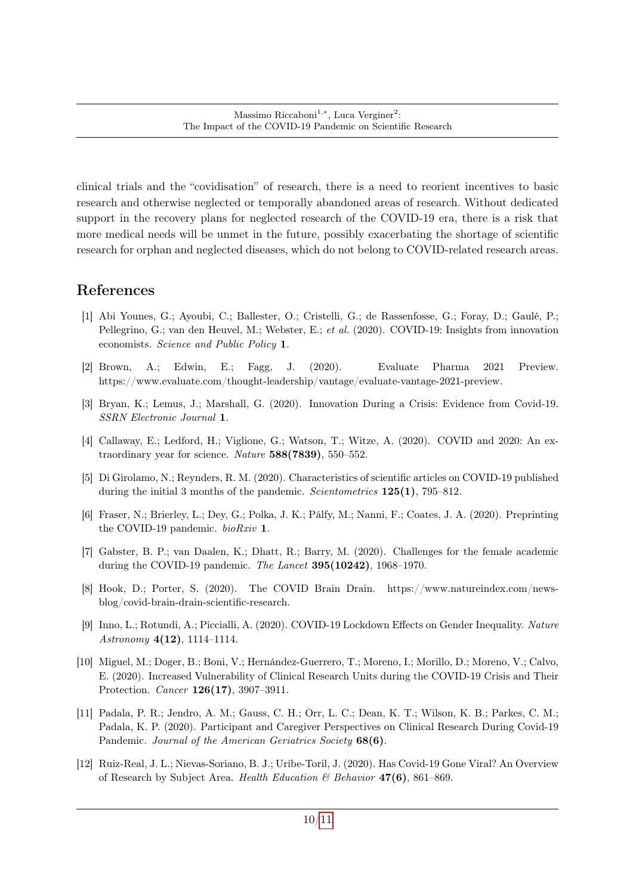clinical trials and the "covidisation" of research, there is a need to reorient incentives to basic research and otherwise neglected or temporally abandoned areas of research. Without dedicated support in the recovery plans for neglected research of the COVID-19 era, there is a risk that more medical needs will be unmet in the future, possibly exacerbating the shortage of scientific research for orphan and neglected diseases, which do not belong to COVID-related research areas.

## References

[1] Abi Younes, G.; Ayoubi, C.; Ballester, O.; Cristelli, G.; de Rassenfosse, G.; Foray, D.; Gaulé, P.; Pellegrino, G.; van den Heuvel, M.; Webster, E.; *et al.* (2020). COVID-19: Insights from innovation economists. *Science and Public Policy* **1**.

[2] Brown, A.; Edwin, E.; Fagg, J. (2020). Evaluate Pharma 2021 Preview. https://www.evaluate.com/thought-leadership/vantage/evaluate-vantage-2021-preview.

[3] Bryan, K.; Lemus, J.; Marshall, G. (2020). Innovation During a Crisis: Evidence from Covid-19. *SSRN Electronic Journal* **1**.

[4] Callaway, E.; Ledford, H.; Viglione, G.; Watson, T.; Witze, A. (2020). COVID and 2020: An extraordinary year for science. *Nature* **588(7839)**, 550–552.

[5] Di Girolamo, N.; Reynders, R. M. (2020). Characteristics of scientific articles on COVID-19 published during the initial 3 months of the pandemic. *Scientometrics* **125(1)**, 795–812.

[6] Fraser, N.; Brierley, L.; Dey, G.; Polka, J. K.; Pálfy, M.; Nanni, F.; Coates, J. A. (2020). Preprinting the COVID-19 pandemic. *bioRxiv* **1**.

[7] Gabster, B. P.; van Daalen, K.; Dhatt, R.; Barry, M. (2020). Challenges for the female academic during the COVID-19 pandemic. *The Lancet* **395(10242)**, 1968–1970.

[8] Hook, D.; Porter, S. (2020). The COVID Brain Drain. https://www.natureindex.com/news-blog/covid-brain-drain-scientific-research.

[9] Inno, L.; Rotundi, A.; Piccialli, A. (2020). COVID-19 Lockdown Effects on Gender Inequality. *Nature Astronomy* **4(12)**, 1114–1114.

[10] Miguel, M.; Doger, B.; Boni, V.; Hernández-Guerrero, T.; Moreno, I.; Morillo, D.; Moreno, V.; Calvo, E. (2020). Increased Vulnerability of Clinical Research Units during the COVID-19 Crisis and Their Protection. *Cancer* **126(17)**, 3907–3911.

[11] Padala, P. R.; Jendro, A. M.; Gauss, C. H.; Orr, L. C.; Dean, K. T.; Wilson, K. B.; Parkes, C. M.; Padala, K. P. (2020). Participant and Caregiver Perspectives on Clinical Research During Covid-19 Pandemic. *Journal of the American Geriatrics Society* **68(6)**.

[12] Ruiz-Real, J. L.; Nievas-Soriano, B. J.; Uribe-Toril, J. (2020). Has Covid-19 Gone Viral? An Overview of Research by Subject Area. *Health Education & Behavior* **47(6)**, 861–869.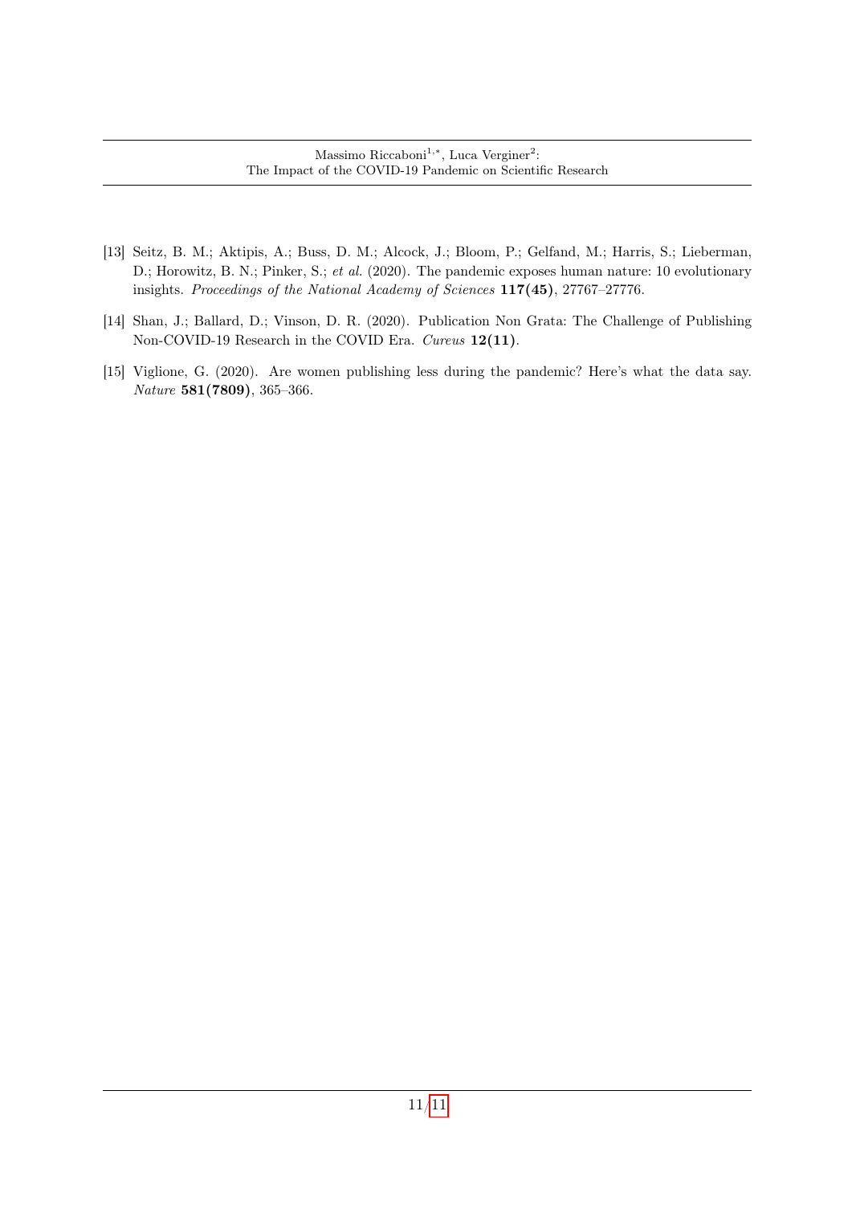[13] Seitz, B. M.; Aktipis, A.; Buss, D. M.; Alcock, J.; Bloom, P.; Gelfand, M.; Harris, S.; Lieberman, D.; Horowitz, B. N.; Pinker, S.; *et al.* (2020). The pandemic exposes human nature: 10 evolutionary insights. *Proceedings of the National Academy of Sciences* **117(45)**, 27767–27776.

[14] Shan, J.; Ballard, D.; Vinson, D. R. (2020). Publication Non Grata: The Challenge of Publishing Non-COVID-19 Research in the COVID Era. *Cureus* **12(11)**.

[15] Viglione, G. (2020). Are women publishing less during the pandemic? Here's what the data say. *Nature* **581(7809)**, 365–366.